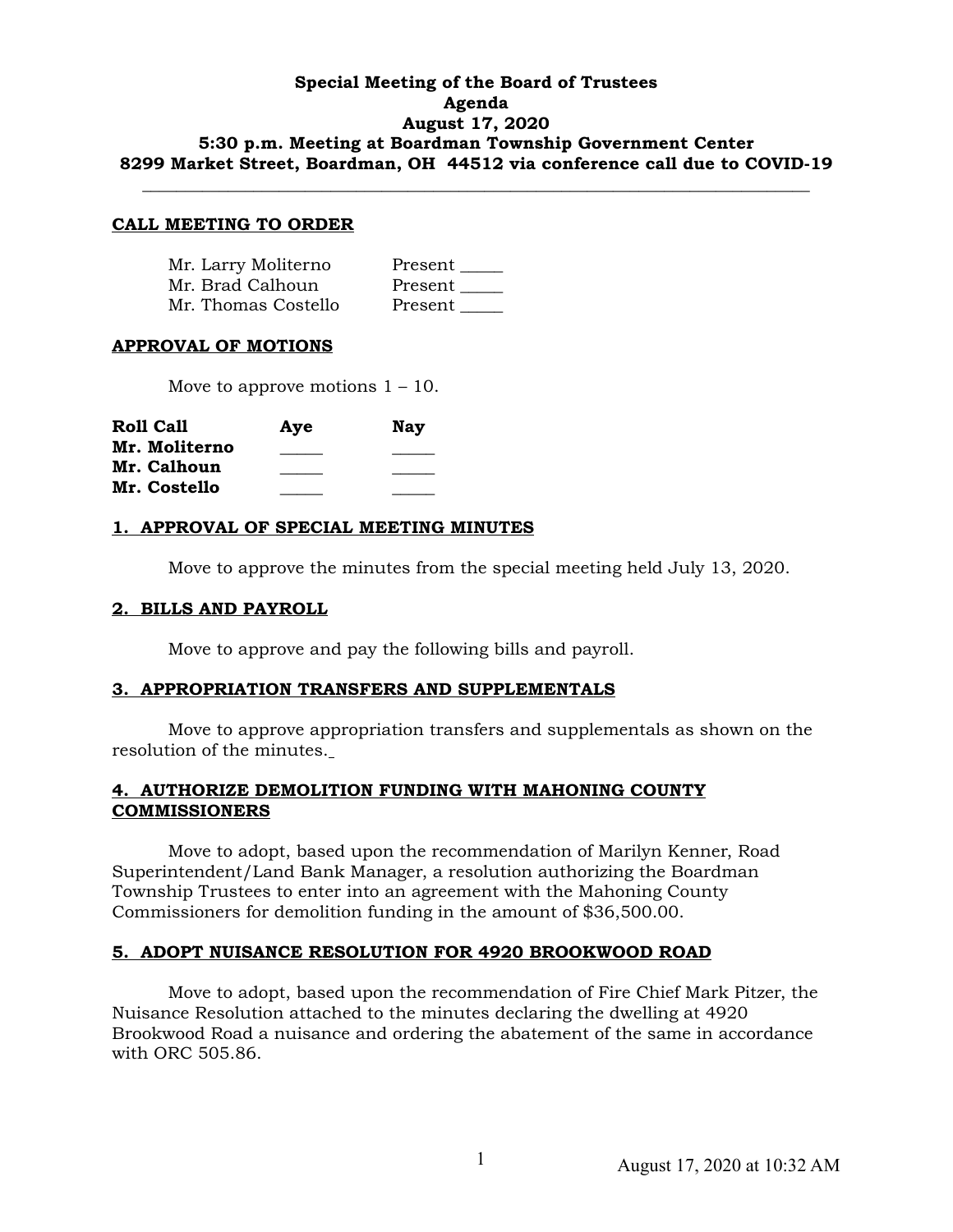**Special Meeting of the Board of Trustees**
**Agenda**
**August 17, 2020**
**5:30 p.m. Meeting at Boardman Township Government Center**
**8299 Market Street, Boardman, OH 44512 via conference call due to COVID-19**

---

## CALL MEETING TO ORDER

| | |
|---|---|
| Mr. Larry Moliterno | Present _____ |
| Mr. Brad Calhoun | Present _____ |
| Mr. Thomas Costello | Present _____ |

## APPROVAL OF MOTIONS

Move to approve motions 1 – 10.

| Roll Call | Aye | Nay |
|---|---|---|
| **Mr. Moliterno** | _____ | _____ |
| **Mr. Calhoun** | _____ | _____ |
| **Mr. Costello** | _____ | _____ |

## 1. APPROVAL OF SPECIAL MEETING MINUTES

Move to approve the minutes from the special meeting held July 13, 2020.

## 2. BILLS AND PAYROLL

Move to approve and pay the following bills and payroll.

## 3. APPROPRIATION TRANSFERS AND SUPPLEMENTALS

Move to approve appropriation transfers and supplementals as shown on the resolution of the minutes.

## 4. AUTHORIZE DEMOLITION FUNDING WITH MAHONING COUNTY COMMISSIONERS

Move to adopt, based upon the recommendation of Marilyn Kenner, Road Superintendent/Land Bank Manager, a resolution authorizing the Boardman Township Trustees to enter into an agreement with the Mahoning County Commissioners for demolition funding in the amount of $36,500.00.

## 5. ADOPT NUISANCE RESOLUTION FOR 4920 BROOKWOOD ROAD

Move to adopt, based upon the recommendation of Fire Chief Mark Pitzer, the Nuisance Resolution attached to the minutes declaring the dwelling at 4920 Brookwood Road a nuisance and ordering the abatement of the same in accordance with ORC 505.86.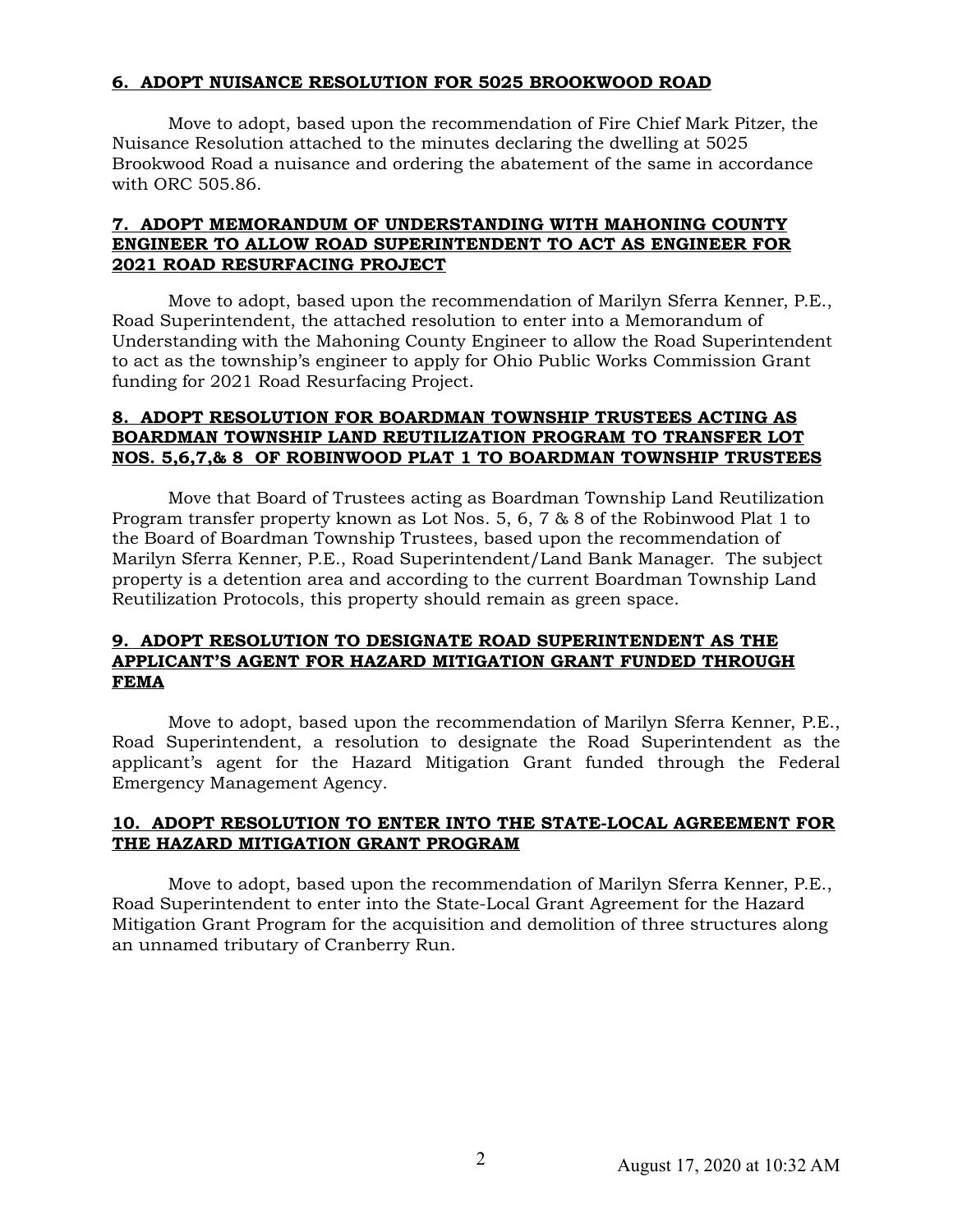**6. ADOPT NUISANCE RESOLUTION FOR 5025 BROOKWOOD ROAD**

Move to adopt, based upon the recommendation of Fire Chief Mark Pitzer, the Nuisance Resolution attached to the minutes declaring the dwelling at 5025 Brookwood Road a nuisance and ordering the abatement of the same in accordance with ORC 505.86.

**7. ADOPT MEMORANDUM OF UNDERSTANDING WITH MAHONING COUNTY ENGINEER TO ALLOW ROAD SUPERINTENDENT TO ACT AS ENGINEER FOR 2021 ROAD RESURFACING PROJECT**

Move to adopt, based upon the recommendation of Marilyn Sferra Kenner, P.E., Road Superintendent, the attached resolution to enter into a Memorandum of Understanding with the Mahoning County Engineer to allow the Road Superintendent to act as the township's engineer to apply for Ohio Public Works Commission Grant funding for 2021 Road Resurfacing Project.

**8. ADOPT RESOLUTION FOR BOARDMAN TOWNSHIP TRUSTEES ACTING AS BOARDMAN TOWNSHIP LAND REUTILIZATION PROGRAM TO TRANSFER LOT NOS. 5,6,7,& 8 OF ROBINWOOD PLAT 1 TO BOARDMAN TOWNSHIP TRUSTEES**

Move that Board of Trustees acting as Boardman Township Land Reutilization Program transfer property known as Lot Nos. 5, 6, 7 & 8 of the Robinwood Plat 1 to the Board of Boardman Township Trustees, based upon the recommendation of Marilyn Sferra Kenner, P.E., Road Superintendent/Land Bank Manager. The subject property is a detention area and according to the current Boardman Township Land Reutilization Protocols, this property should remain as green space.

**9. ADOPT RESOLUTION TO DESIGNATE ROAD SUPERINTENDENT AS THE APPLICANT'S AGENT FOR HAZARD MITIGATION GRANT FUNDED THROUGH FEMA**

Move to adopt, based upon the recommendation of Marilyn Sferra Kenner, P.E., Road Superintendent, a resolution to designate the Road Superintendent as the applicant's agent for the Hazard Mitigation Grant funded through the Federal Emergency Management Agency.

**10. ADOPT RESOLUTION TO ENTER INTO THE STATE-LOCAL AGREEMENT FOR THE HAZARD MITIGATION GRANT PROGRAM**

Move to adopt, based upon the recommendation of Marilyn Sferra Kenner, P.E., Road Superintendent to enter into the State-Local Grant Agreement for the Hazard Mitigation Grant Program for the acquisition and demolition of three structures along an unnamed tributary of Cranberry Run.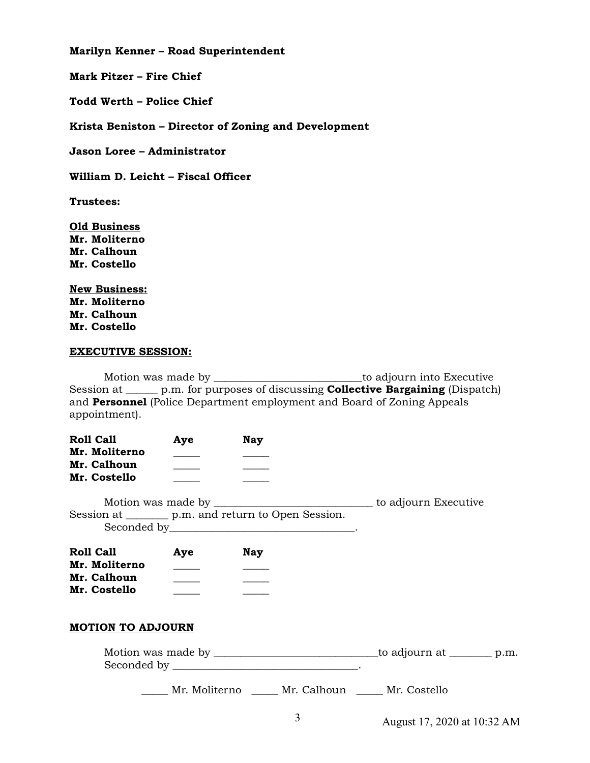**Marilyn Kenner – Road Superintendent**

**Mark Pitzer – Fire Chief**

**Todd Werth – Police Chief**

**Krista Beniston – Director of Zoning and Development**

**Jason Loree – Administrator**

**William D. Leicht – Fiscal Officer**

**Trustees:**

**<u>Old Business</u>**
**Mr. Moliterno**
**Mr. Calhoun**
**Mr. Costello**

**<u>New Business:</u>**
**Mr. Moliterno**
**Mr. Calhoun**
**Mr. Costello**

**<u>EXECUTIVE SESSION:</u>**

Motion was made by ____________________________to adjourn into Executive Session at ______ p.m. for purposes of discussing **Collective Bargaining** (Dispatch) and **Personnel** (Police Department employment and Board of Zoning Appeals appointment).

| Roll Call | Aye | Nay |
|---|---|---|
| Mr. Moliterno | _____ | _____ |
| Mr. Calhoun | _____ | _____ |
| Mr. Costello | _____ | _____ |

Motion was made by ______________________________ to adjourn Executive Session at ________ p.m. and return to Open Session.
Seconded by___________________________________.

| Roll Call | Aye | Nay |
|---|---|---|
| Mr. Moliterno | _____ | _____ |
| Mr. Calhoun | _____ | _____ |
| Mr. Costello | _____ | _____ |

**<u>MOTION TO ADJOURN</u>**

Motion was made by ______________________________to adjourn at ________ p.m.
Seconded by ___________________________________.

_____ Mr. Moliterno _____ Mr. Calhoun _____ Mr. Costello

August 17, 2020 at 10:32 AM